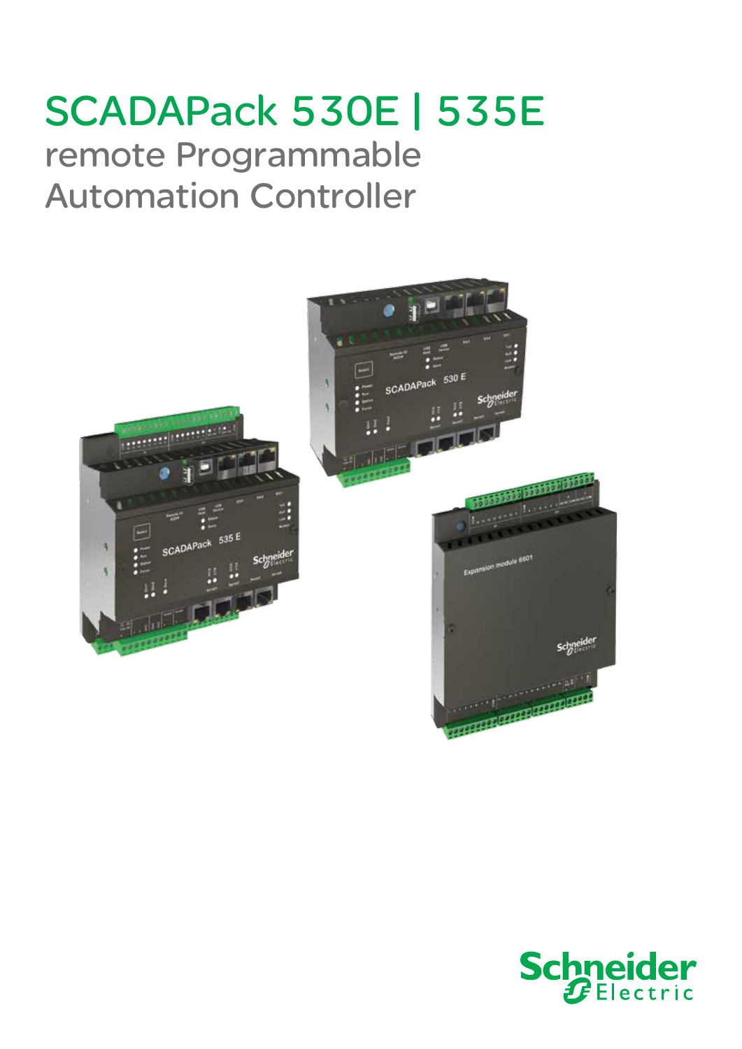# SCADAPack 530E | 535E

## remote Programmable Automation Controller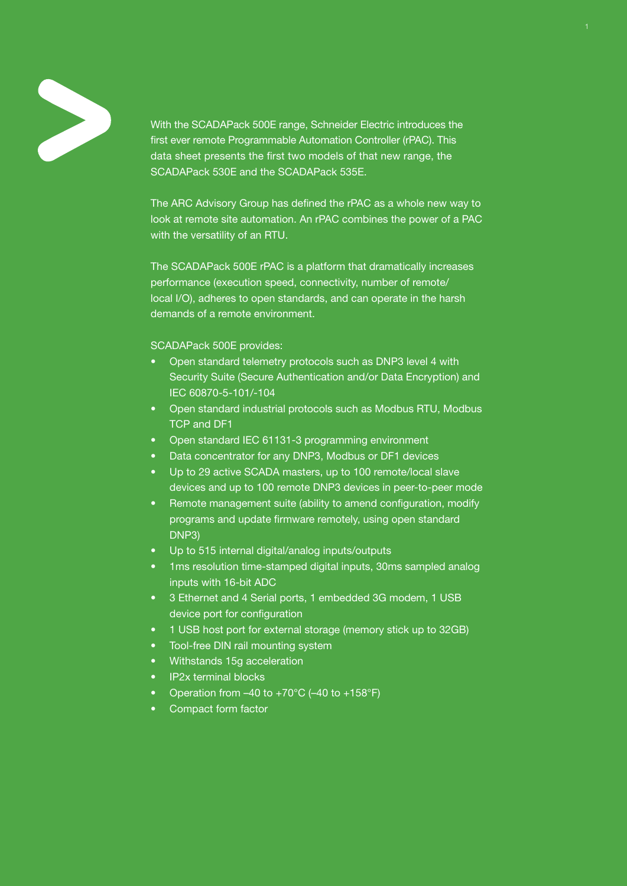With the SCADAPack 500E range, Schneider Electric introduces the first ever remote Programmable Automation Controller (rPAC). This data sheet presents the first two models of that new range, the SCADAPack 530E and the SCADAPack 535E.

The ARC Advisory Group has defined the rPAC as a whole new way to look at remote site automation. An rPAC combines the power of a PAC with the versatility of an RTU.

The SCADAPack 500E rPAC is a platform that dramatically increases performance (execution speed, connectivity, number of remote/local I/O), adheres to open standards, and can operate in the harsh demands of a remote environment.

SCADAPack 500E provides:

- Open standard telemetry protocols such as DNP3 level 4 with Security Suite (Secure Authentication and/or Data Encryption) and IEC 60870-5-101/-104
- Open standard industrial protocols such as Modbus RTU, Modbus TCP and DF1
- Open standard IEC 61131-3 programming environment
- Data concentrator for any DNP3, Modbus or DF1 devices
- Up to 29 active SCADA masters, up to 100 remote/local slave devices and up to 100 remote DNP3 devices in peer-to-peer mode
- Remote management suite (ability to amend configuration, modify programs and update firmware remotely, using open standard DNP3)
- Up to 515 internal digital/analog inputs/outputs
- 1ms resolution time-stamped digital inputs, 30ms sampled analog inputs with 16-bit ADC
- 3 Ethernet and 4 Serial ports, 1 embedded 3G modem, 1 USB device port for configuration
- 1 USB host port for external storage (memory stick up to 32GB)
- Tool-free DIN rail mounting system
- Withstands 15g acceleration
- IP2x terminal blocks
- Operation from –40 to +70°C (–40 to +158°F)
- Compact form factor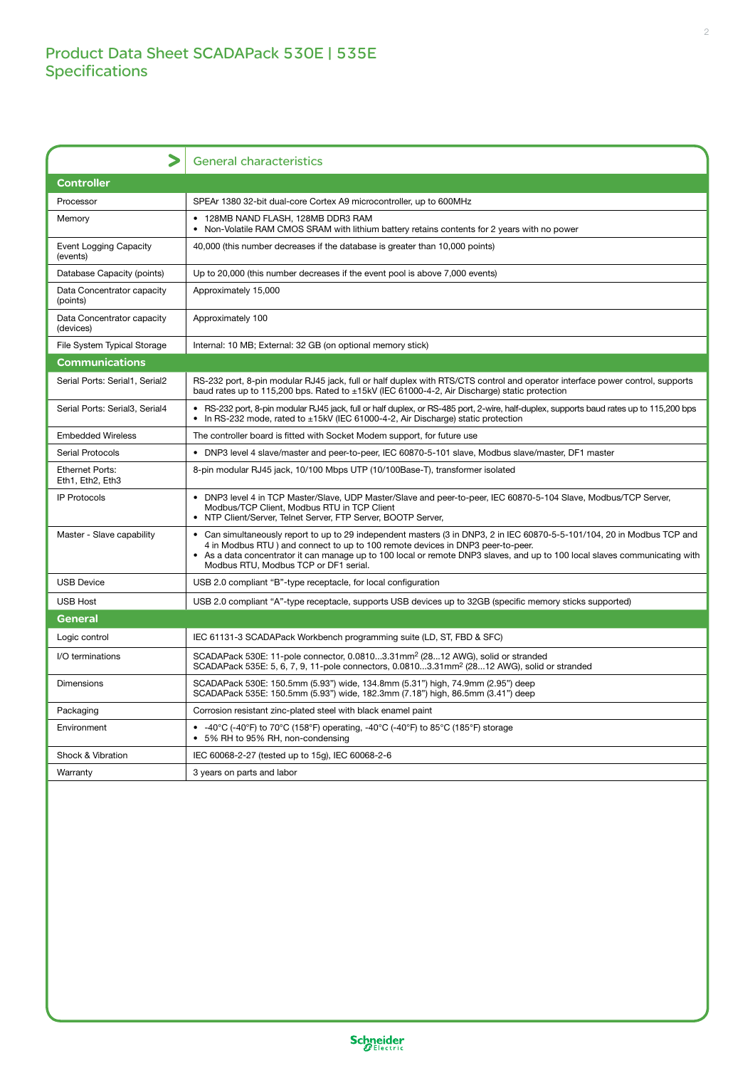# Product Data Sheet SCADAPack 530E | 535E
## Specifications

| | General characteristics |
|---|---|
| **Controller** | |
| Processor | SPEAr 1380 32-bit dual-core Cortex A9 microcontroller, up to 600MHz |
| Memory | • 128MB NAND FLASH, 128MB DDR3 RAM<br>• Non-Volatile RAM CMOS SRAM with lithium battery retains contents for 2 years with no power |
| Event Logging Capacity (events) | 40,000 (this number decreases if the database is greater than 10,000 points) |
| Database Capacity (points) | Up to 20,000 (this number decreases if the event pool is above 7,000 events) |
| Data Concentrator capacity (points) | Approximately 15,000 |
| Data Concentrator capacity (devices) | Approximately 100 |
| File System Typical Storage | Internal: 10 MB; External: 32 GB (on optional memory stick) |
| **Communications** | |
| Serial Ports: Serial1, Serial2 | RS-232 port, 8-pin modular RJ45 jack, full or half duplex with RTS/CTS control and operator interface power control, supports baud rates up to 115,200 bps. Rated to ±15kV (IEC 61000-4-2, Air Discharge) static protection |
| Serial Ports: Serial3, Serial4 | • RS-232 port, 8-pin modular RJ45 jack, full or half duplex, or RS-485 port, 2-wire, half-duplex, supports baud rates up to 115,200 bps<br>• In RS-232 mode, rated to ±15kV (IEC 61000-4-2, Air Discharge) static protection |
| Embedded Wireless | The controller board is fitted with Socket Modem support, for future use |
| Serial Protocols | • DNP3 level 4 slave/master and peer-to-peer, IEC 60870-5-101 slave, Modbus slave/master, DF1 master |
| Ethernet Ports: Eth1, Eth2, Eth3 | 8-pin modular RJ45 jack, 10/100 Mbps UTP (10/100Base-T), transformer isolated |
| IP Protocols | • DNP3 level 4 in TCP Master/Slave, UDP Master/Slave and peer-to-peer, IEC 60870-5-104 Slave, Modbus/TCP Server, Modbus/TCP Client, Modbus RTU in TCP Client<br>• NTP Client/Server, Telnet Server, FTP Server, BOOTP Server, |
| Master - Slave capability | • Can simultaneously report to up to 29 independent masters (3 in DNP3, 2 in IEC 60870-5-5-101/104, 20 in Modbus TCP and 4 in Modbus RTU ) and connect to up to 100 remote devices in DNP3 peer-to-peer.<br>• As a data concentrator it can manage up to 100 local or remote DNP3 slaves, and up to 100 local slaves communicating with Modbus RTU, Modbus TCP or DF1 serial. |
| USB Device | USB 2.0 compliant "B"-type receptacle, for local configuration |
| USB Host | USB 2.0 compliant "A"-type receptacle, supports USB devices up to 32GB (specific memory sticks supported) |
| **General** | |
| Logic control | IEC 61131-3 SCADAPack Workbench programming suite (LD, ST, FBD & SFC) |
| I/O terminations | SCADAPack 530E: 11-pole connector, 0.0810...3.31mm² (28...12 AWG), solid or stranded<br>SCADAPack 535E: 5, 6, 7, 9, 11-pole connectors, 0.0810...3.31mm² (28...12 AWG), solid or stranded |
| Dimensions | SCADAPack 530E: 150.5mm (5.93") wide, 134.8mm (5.31") high, 74.9mm (2.95") deep<br>SCADAPack 535E: 150.5mm (5.93") wide, 182.3mm (7.18") high, 86.5mm (3.41") deep |
| Packaging | Corrosion resistant zinc-plated steel with black enamel paint |
| Environment | • -40°C (-40°F) to 70°C (158°F) operating, -40°C (-40°F) to 85°C (185°F) storage<br>• 5% RH to 95% RH, non-condensing |
| Shock & Vibration | IEC 60068-2-27 (tested up to 15g), IEC 60068-2-6 |
| Warranty | 3 years on parts and labor |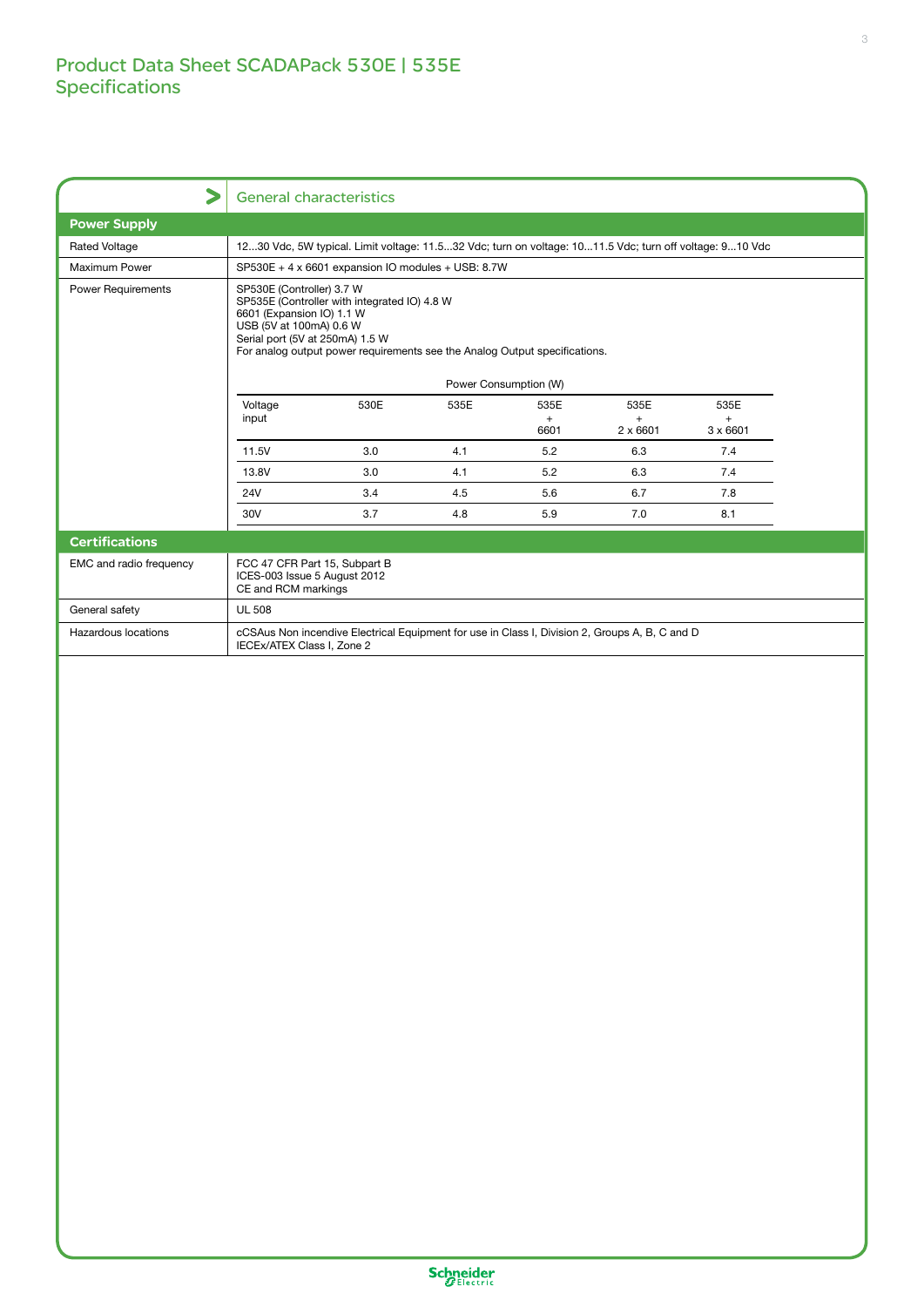# Product Data Sheet SCADAPack 530E | 535E
## Specifications

## General characteristics

### Power Supply

| | |
|---|---|
| Rated Voltage | 12...30 Vdc, 5W typical. Limit voltage: 11.5...32 Vdc; turn on voltage: 10...11.5 Vdc; turn off voltage: 9...10 Vdc |
| Maximum Power | SP530E + 4 x 6601 expansion IO modules + USB: 8.7W |
| Power Requirements | SP530E (Controller) 3.7 W<br>SP535E (Controller with integrated IO) 4.8 W<br>6601 (Expansion IO) 1.1 W<br>USB (5V at 100mA) 0.6 W<br>Serial port (5V at 250mA) 1.5 W<br>For analog output power requirements see the Analog Output specifications. |

Power Consumption (W)

| Voltage input | 530E | 535E | 535E + 6601 | 535E + 2 x 6601 | 535E + 3 x 6601 |
|---|---|---|---|---|---|
| 11.5V | 3.0 | 4.1 | 5.2 | 6.3 | 7.4 |
| 13.8V | 3.0 | 4.1 | 5.2 | 6.3 | 7.4 |
| 24V | 3.4 | 4.5 | 5.6 | 6.7 | 7.8 |
| 30V | 3.7 | 4.8 | 5.9 | 7.0 | 8.1 |

### Certifications

| | |
|---|---|
| EMC and radio frequency | FCC 47 CFR Part 15, Subpart B<br>ICES-003 Issue 5 August 2012<br>CE and RCM markings |
| General safety | UL 508 |
| Hazardous locations | cCSAus Non incendive Electrical Equipment for use in Class I, Division 2, Groups A, B, C and D<br>IECEx/ATEX Class I, Zone 2 |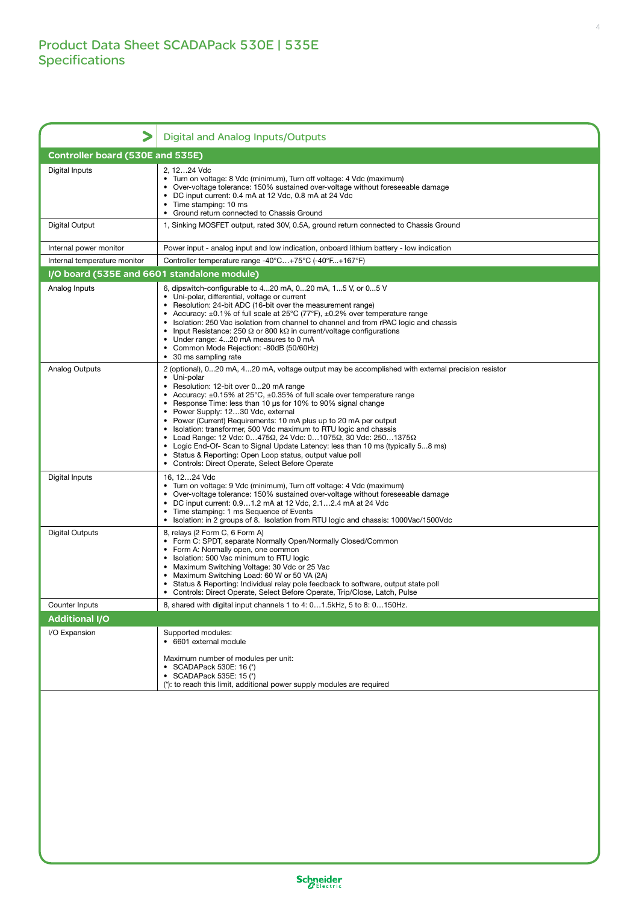# Product Data Sheet SCADAPack 530E | 535E
## Specifications

| | Digital and Analog Inputs/Outputs |
|---|---|
| **Controller board (530E and 535E)** | |
| Digital Inputs | 2, 12…24 Vdc<br>• Turn on voltage: 8 Vdc (minimum), Turn off voltage: 4 Vdc (maximum)<br>• Over-voltage tolerance: 150% sustained over-voltage without foreseeable damage<br>• DC input current: 0.4 mA at 12 Vdc, 0.8 mA at 24 Vdc<br>• Time stamping: 10 ms<br>• Ground return connected to Chassis Ground |
| Digital Output | 1, Sinking MOSFET output, rated 30V, 0.5A, ground return connected to Chassis Ground |
| Internal power monitor | Power input - analog input and low indication, onboard lithium battery - low indication |
| Internal temperature monitor | Controller temperature range -40°C…+75°C (-40°F...+167°F) |
| **I/O board (535E and 6601 standalone module)** | |
| Analog Inputs | 6, dipswitch-configurable to 4...20 mA, 0...20 mA, 1...5 V, or 0...5 V<br>• Uni-polar, differential, voltage or current<br>• Resolution: 24-bit ADC (16-bit over the measurement range)<br>• Accuracy: ±0.1% of full scale at 25°C (77°F), ±0.2% over temperature range<br>• Isolation: 250 Vac isolation from channel to channel and from rPAC logic and chassis<br>• Input Resistance: 250 Ω or 800 kΩ in current/voltage configurations<br>• Under range: 4...20 mA measures to 0 mA<br>• Common Mode Rejection: -80dB (50/60Hz)<br>• 30 ms sampling rate |
| Analog Outputs | 2 (optional), 0...20 mA, 4...20 mA, voltage output may be accomplished with external precision resistor<br>• Uni-polar<br>• Resolution: 12-bit over 0...20 mA range<br>• Accuracy: ±0.15% at 25°C, ±0.35% of full scale over temperature range<br>• Response Time: less than 10 µs for 10% to 90% signal change<br>• Power Supply: 12…30 Vdc, external<br>• Power (Current) Requirements: 10 mA plus up to 20 mA per output<br>• Isolation: transformer, 500 Vdc maximum to RTU logic and chassis<br>• Load Range: 12 Vdc: 0…475Ω, 24 Vdc: 0…1075Ω, 30 Vdc: 250…1375Ω<br>• Logic End-Of- Scan to Signal Update Latency: less than 10 ms (typically 5...8 ms)<br>• Status & Reporting: Open Loop status, output value poll<br>• Controls: Direct Operate, Select Before Operate |
| Digital Inputs | 16, 12…24 Vdc<br>• Turn on voltage: 9 Vdc (minimum), Turn off voltage: 4 Vdc (maximum)<br>• Over-voltage tolerance: 150% sustained over-voltage without foreseeable damage<br>• DC input current: 0.9…1.2 mA at 12 Vdc, 2.1…2.4 mA at 24 Vdc<br>• Time stamping: 1 ms Sequence of Events<br>• Isolation: in 2 groups of 8. Isolation from RTU logic and chassis: 1000Vac/1500Vdc |
| Digital Outputs | 8, relays (2 Form C, 6 Form A)<br>• Form C: SPDT, separate Normally Open/Normally Closed/Common<br>• Form A: Normally open, one common<br>• Isolation: 500 Vac minimum to RTU logic<br>• Maximum Switching Voltage: 30 Vdc or 25 Vac<br>• Maximum Switching Load: 60 W or 50 VA (2A)<br>• Status & Reporting: Individual relay pole feedback to software, output state poll<br>• Controls: Direct Operate, Select Before Operate, Trip/Close, Latch, Pulse |
| Counter Inputs | 8, shared with digital input channels 1 to 4: 0…1.5kHz, 5 to 8: 0…150Hz. |
| **Additional I/O** | |
| I/O Expansion | Supported modules:<br>• 6601 external module<br><br>Maximum number of modules per unit:<br>• SCADAPack 530E: 16 (*)<br>• SCADAPack 535E: 15 (*)<br>(*): to reach this limit, additional power supply modules are required |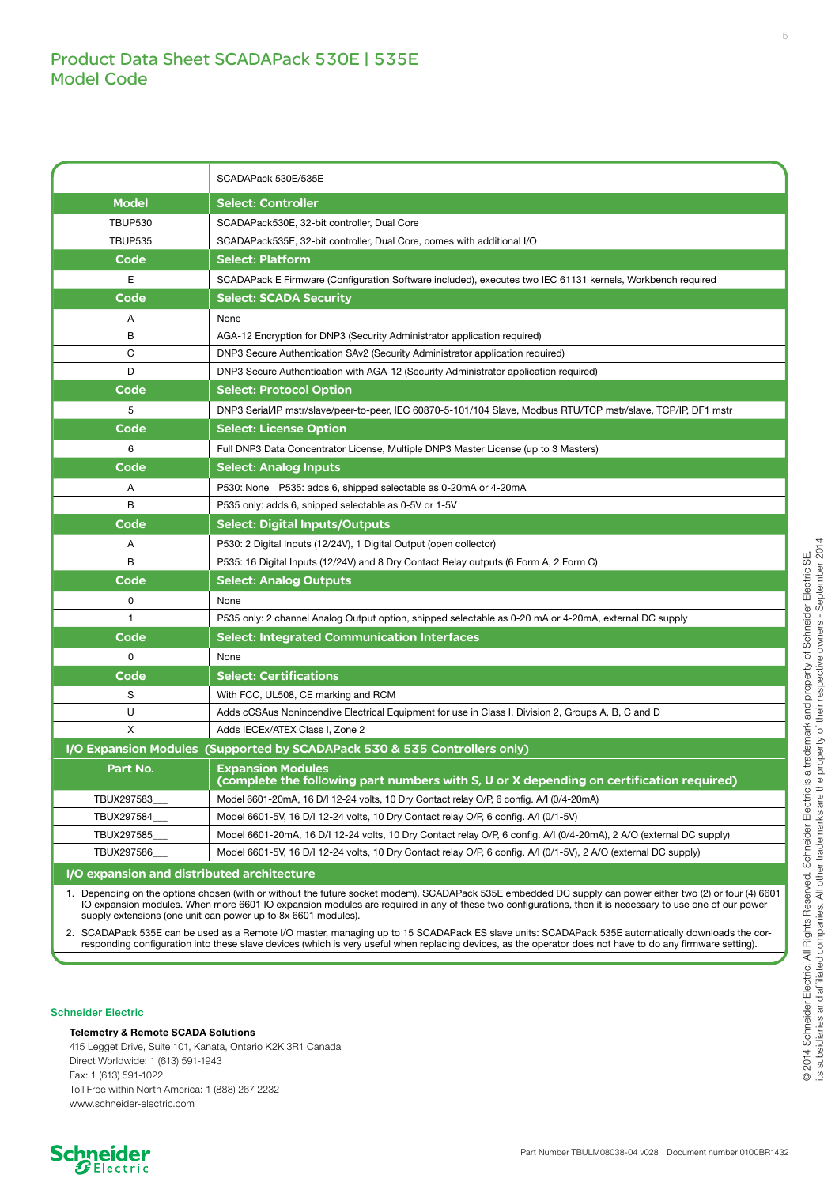# Product Data Sheet SCADAPack 530E | 535E
## Model Code

| | SCADAPack 530E/535E |
|---|---|
| **Model** | **Select: Controller** |
| TBUP530 | SCADAPack530E, 32-bit controller, Dual Core |
| TBUP535 | SCADAPack535E, 32-bit controller, Dual Core, comes with additional I/O |
| **Code** | **Select: Platform** |
| E | SCADAPack E Firmware (Configuration Software included), executes two IEC 61131 kernels, Workbench required |
| **Code** | **Select: SCADA Security** |
| A | None |
| B | AGA-12 Encryption for DNP3 (Security Administrator application required) |
| C | DNP3 Secure Authentication SAv2 (Security Administrator application required) |
| D | DNP3 Secure Authentication with AGA-12 (Security Administrator application required) |
| **Code** | **Select: Protocol Option** |
| 5 | DNP3 Serial/IP mstr/slave/peer-to-peer, IEC 60870-5-101/104 Slave, Modbus RTU/TCP mstr/slave, TCP/IP, DF1 mstr |
| **Code** | **Select: License Option** |
| 6 | Full DNP3 Data Concentrator License, Multiple DNP3 Master License (up to 3 Masters) |
| **Code** | **Select: Analog Inputs** |
| A | P530: None P535: adds 6, shipped selectable as 0-20mA or 4-20mA |
| B | P535 only: adds 6, shipped selectable as 0-5V or 1-5V |
| **Code** | **Select: Digital Inputs/Outputs** |
| A | P530: 2 Digital Inputs (12/24V), 1 Digital Output (open collector) |
| B | P535: 16 Digital Inputs (12/24V) and 8 Dry Contact Relay outputs (6 Form A, 2 Form C) |
| **Code** | **Select: Analog Outputs** |
| 0 | None |
| 1 | P535 only: 2 channel Analog Output option, shipped selectable as 0-20 mA or 4-20mA, external DC supply |
| **Code** | **Select: Integrated Communication Interfaces** |
| 0 | None |
| **Code** | **Select: Certifications** |
| S | With FCC, UL508, CE marking and RCM |
| U | Adds cCSAus Nonincendive Electrical Equipment for use in Class I, Division 2, Groups A, B, C and D |
| X | Adds IECEx/ATEX Class I, Zone 2 |
| **I/O Expansion Modules (Supported by SCADAPack 530 & 535 Controllers only)** | |
| **Part No.** | **Expansion Modules (complete the following part numbers with S, U or X depending on certification required)** |
| TBUX297583___ | Model 6601-20mA, 16 D/I 12-24 volts, 10 Dry Contact relay O/P, 6 config. A/I (0/4-20mA) |
| TBUX297584___ | Model 6601-5V, 16 D/I 12-24 volts, 10 Dry Contact relay O/P, 6 config. A/I (0/1-5V) |
| TBUX297585___ | Model 6601-20mA, 16 D/I 12-24 volts, 10 Dry Contact relay O/P, 6 config. A/I (0/4-20mA), 2 A/O (external DC supply) |
| TBUX297586___ | Model 6601-5V, 16 D/I 12-24 volts, 10 Dry Contact relay O/P, 6 config. A/I (0/1-5V), 2 A/O (external DC supply) |

**I/O expansion and distributed architecture**

1. Depending on the options chosen (with or without the future socket modem), SCADAPack 535E embedded DC supply can power either two (2) or four (4) 6601 IO expansion modules. When more 6601 IO expansion modules are required in any of these two configurations, then it is necessary to use one of our power supply extensions (one unit can power up to 8x 6601 modules).
2. SCADAPack 535E can be used as a Remote I/O master, managing up to 15 SCADAPack ES slave units: SCADAPack 535E automatically downloads the corresponding configuration into these slave devices (which is very useful when replacing devices, as the operator does not have to do any firmware setting).

**Schneider Electric**

**Telemetry & Remote SCADA Solutions**
415 Legget Drive, Suite 101, Kanata, Ontario K2K 3R1 Canada
Direct Worldwide: 1 (613) 591-1943
Fax: 1 (613) 591-1022
Toll Free within North America: 1 (888) 267-2232
www.schneider-electric.com

© 2014 Schneider Electric. All Rights Reserved. Schneider Electric is a trademark and property of Schneider Electric SE, its subsidiaries and affiliated companies. All other trademarks are the property of their respective owners - September 2014

Part Number TBULM08038-04 v028 Document number 0100BR1432